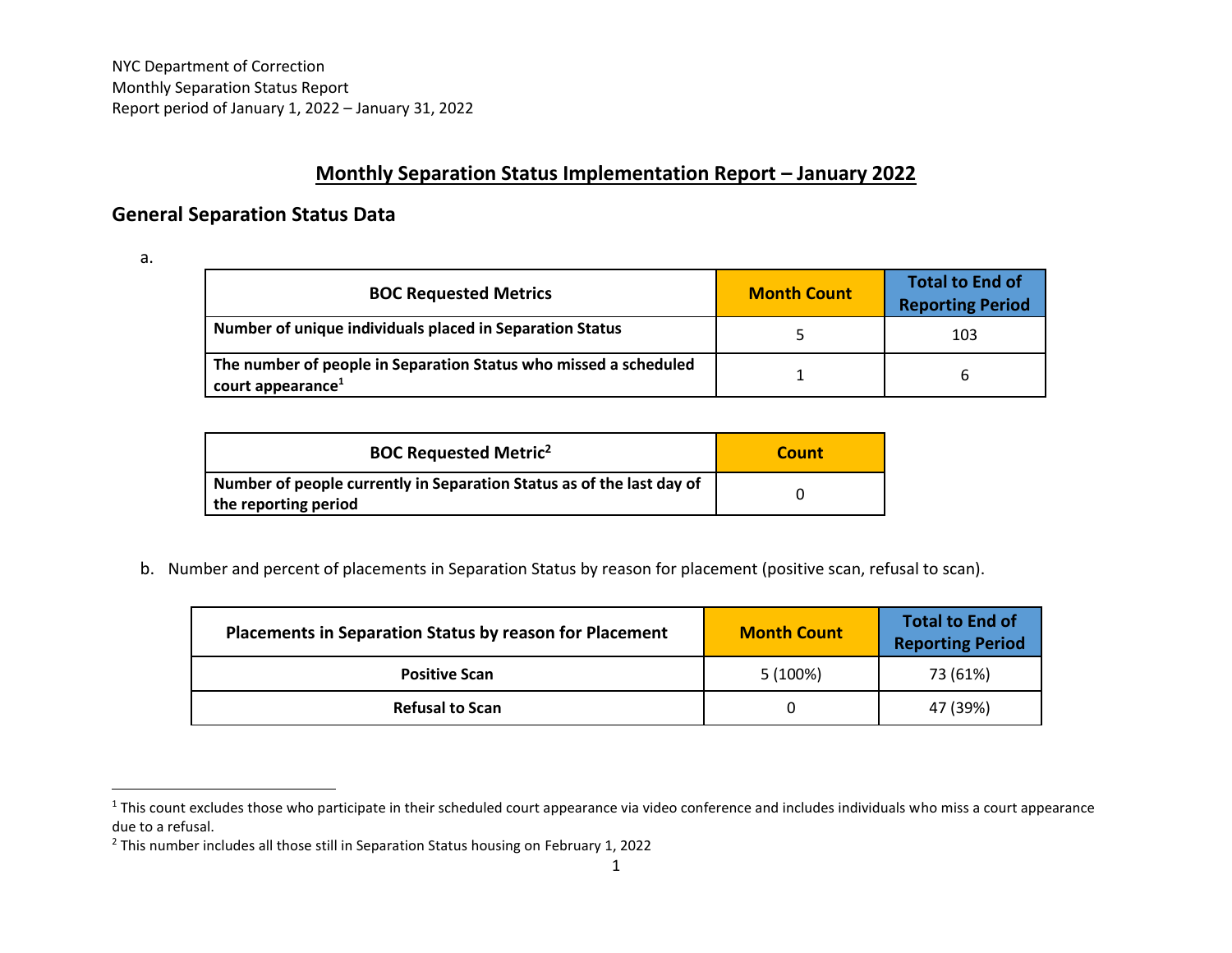NYC Department of Correction
Monthly Separation Status Report
Report period of January 1, 2022 – January 31, 2022

# Monthly Separation Status Implementation Report – January 2022

## General Separation Status Data

a.

| BOC Requested Metrics | Month Count | Total to End of Reporting Period |
|---|---|---|
| **Number of unique individuals placed in Separation Status** | 5 | 103 |
| **The number of people in Separation Status who missed a scheduled court appearance[1]** | 1 | 6 |

| BOC Requested Metric[2] | Count |
|---|---|
| **Number of people currently in Separation Status as of the last day of the reporting period** | 0 |

b. Number and percent of placements in Separation Status by reason for placement (positive scan, refusal to scan).

| Placements in Separation Status by reason for Placement | Month Count | Total to End of Reporting Period |
|---|---|---|
| **Positive Scan** | 5 (100%) | 73 (61%) |
| **Refusal to Scan** | 0 | 47 (39%) |

[1] This count excludes those who participate in their scheduled court appearance via video conference and includes individuals who miss a court appearance due to a refusal.

[2] This number includes all those still in Separation Status housing on February 1, 2022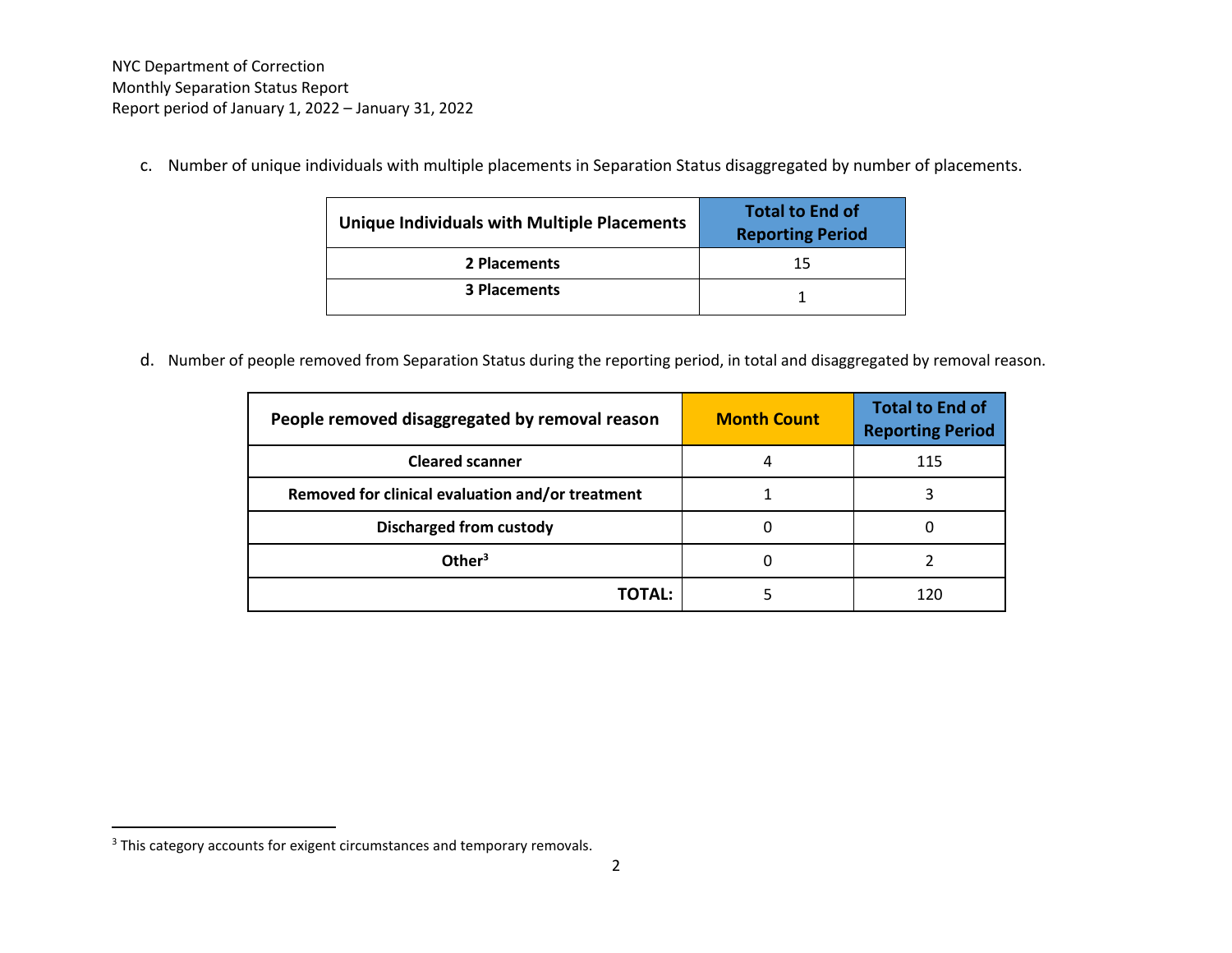c. Number of unique individuals with multiple placements in Separation Status disaggregated by number of placements.

| Unique Individuals with Multiple Placements | Total to End of Reporting Period |
| --- | --- |
| **2 Placements** | 15 |
| **3 Placements** | 1 |

d. Number of people removed from Separation Status during the reporting period, in total and disaggregated by removal reason.

| People removed disaggregated by removal reason | Month Count | Total to End of Reporting Period |
| --- | --- | --- |
| **Cleared scanner** | 4 | 115 |
| **Removed for clinical evaluation and/or treatment** | 1 | 3 |
| **Discharged from custody** | 0 | 0 |
| **Other**[3] | 0 | 2 |
| **TOTAL:** | 5 | 120 |

[3] This category accounts for exigent circumstances and temporary removals.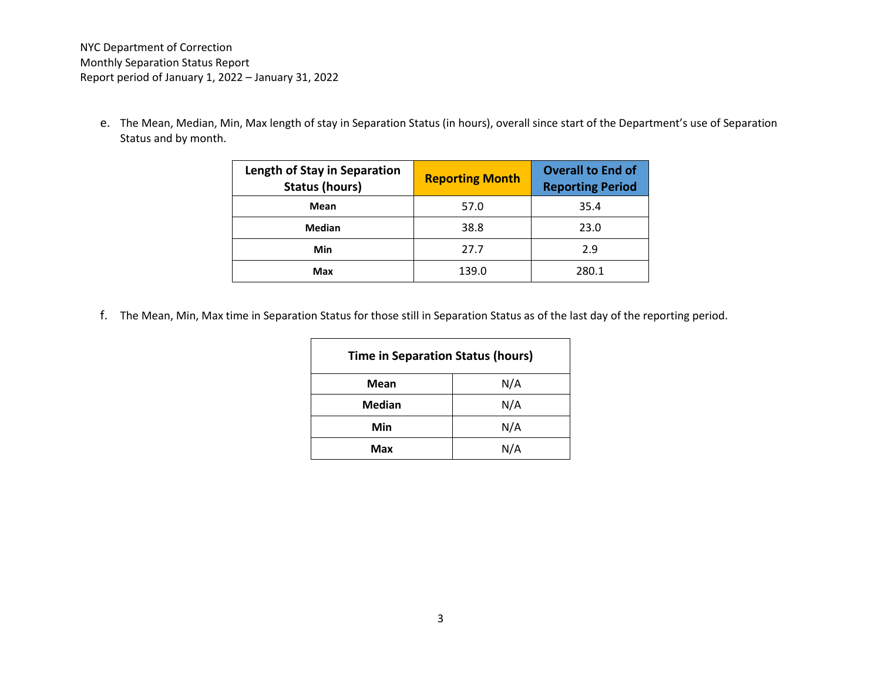e. The Mean, Median, Min, Max length of stay in Separation Status (in hours), overall since start of the Department's use of Separation Status and by month.

| Length of Stay in Separation Status (hours) | Reporting Month | Overall to End of Reporting Period |
|---|---|---|
| **Mean** | 57.0 | 35.4 |
| **Median** | 38.8 | 23.0 |
| **Min** | 27.7 | 2.9 |
| **Max** | 139.0 | 280.1 |

f. The Mean, Min, Max time in Separation Status for those still in Separation Status as of the last day of the reporting period.

| Time in Separation Status (hours) | |
|---|---|
| **Mean** | N/A |
| **Median** | N/A |
| **Min** | N/A |
| **Max** | N/A |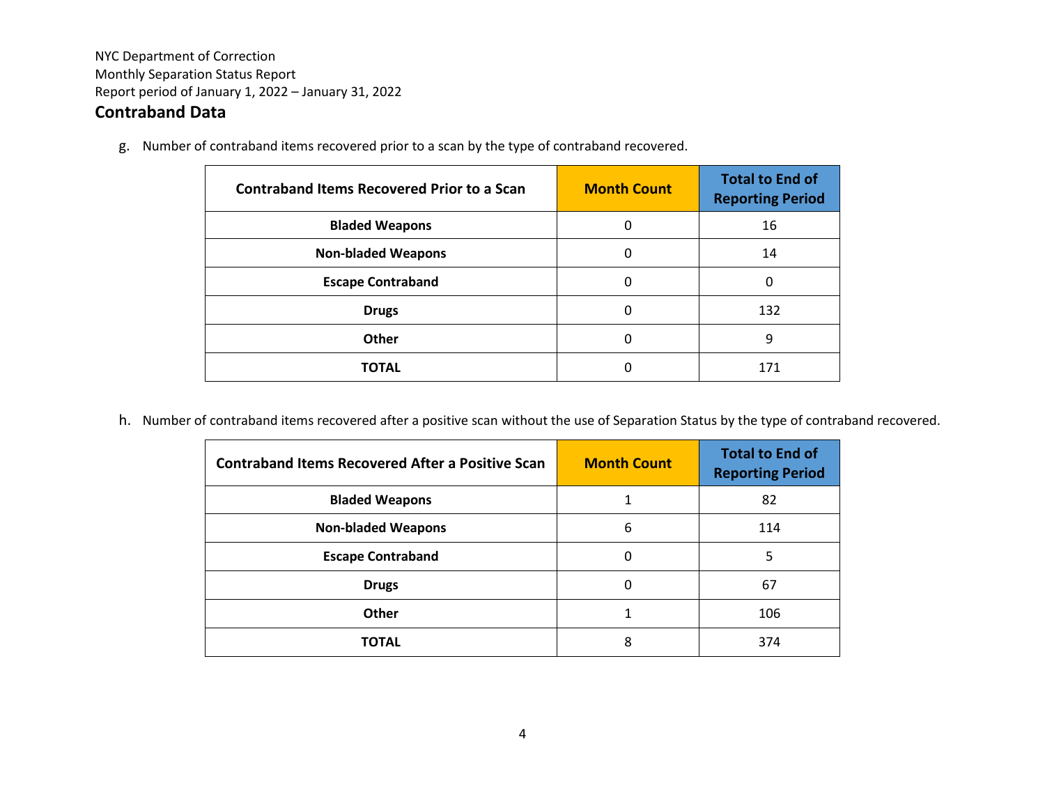NYC Department of Correction
Monthly Separation Status Report
Report period of January 1, 2022 – January 31, 2022

## Contraband Data

g. Number of contraband items recovered prior to a scan by the type of contraband recovered.

| Contraband Items Recovered Prior to a Scan | Month Count | Total to End of Reporting Period |
|---|---|---|
| **Bladed Weapons** | 0 | 16 |
| **Non-bladed Weapons** | 0 | 14 |
| **Escape Contraband** | 0 | 0 |
| **Drugs** | 0 | 132 |
| **Other** | 0 | 9 |
| **TOTAL** | 0 | 171 |

h. Number of contraband items recovered after a positive scan without the use of Separation Status by the type of contraband recovered.

| Contraband Items Recovered After a Positive Scan | Month Count | Total to End of Reporting Period |
|---|---|---|
| **Bladed Weapons** | 1 | 82 |
| **Non-bladed Weapons** | 6 | 114 |
| **Escape Contraband** | 0 | 5 |
| **Drugs** | 0 | 67 |
| **Other** | 1 | 106 |
| **TOTAL** | 8 | 374 |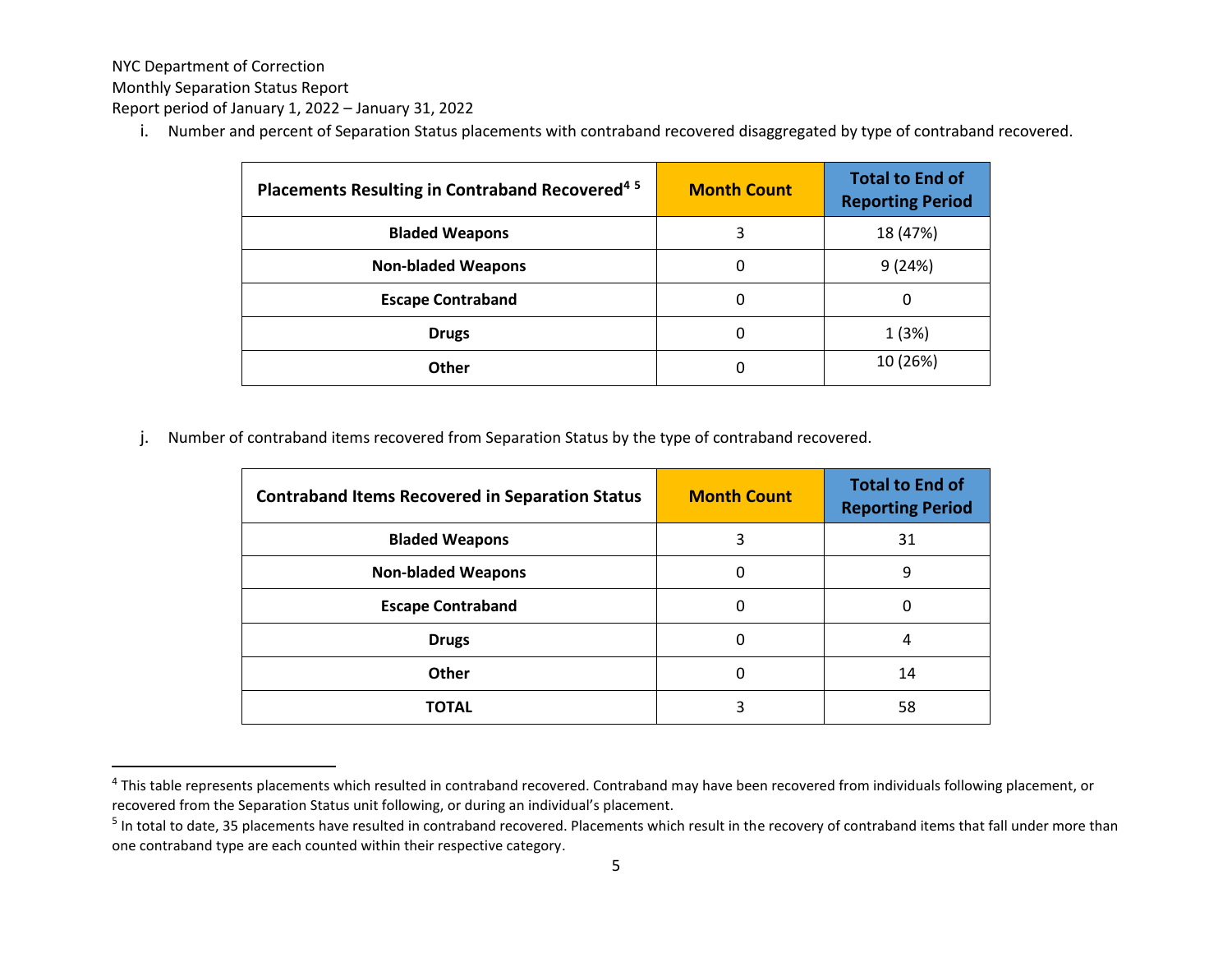NYC Department of Correction

Monthly Separation Status Report

Report period of January 1, 2022 – January 31, 2022

i. Number and percent of Separation Status placements with contraband recovered disaggregated by type of contraband recovered.

| Placements Resulting in Contraband Recovered[4] [5] | Month Count | Total to End of Reporting Period |
|---|---|---|
| Bladed Weapons | 3 | 18 (47%) |
| Non-bladed Weapons | 0 | 9 (24%) |
| Escape Contraband | 0 | 0 |
| Drugs | 0 | 1 (3%) |
| Other | 0 | 10 (26%) |

j. Number of contraband items recovered from Separation Status by the type of contraband recovered.

| Contraband Items Recovered in Separation Status | Month Count | Total to End of Reporting Period |
|---|---|---|
| Bladed Weapons | 3 | 31 |
| Non-bladed Weapons | 0 | 9 |
| Escape Contraband | 0 | 0 |
| Drugs | 0 | 4 |
| Other | 0 | 14 |
| TOTAL | 3 | 58 |

[4] This table represents placements which resulted in contraband recovered. Contraband may have been recovered from individuals following placement, or recovered from the Separation Status unit following, or during an individual's placement.

[5] In total to date, 35 placements have resulted in contraband recovered. Placements which result in the recovery of contraband items that fall under more than one contraband type are each counted within their respective category.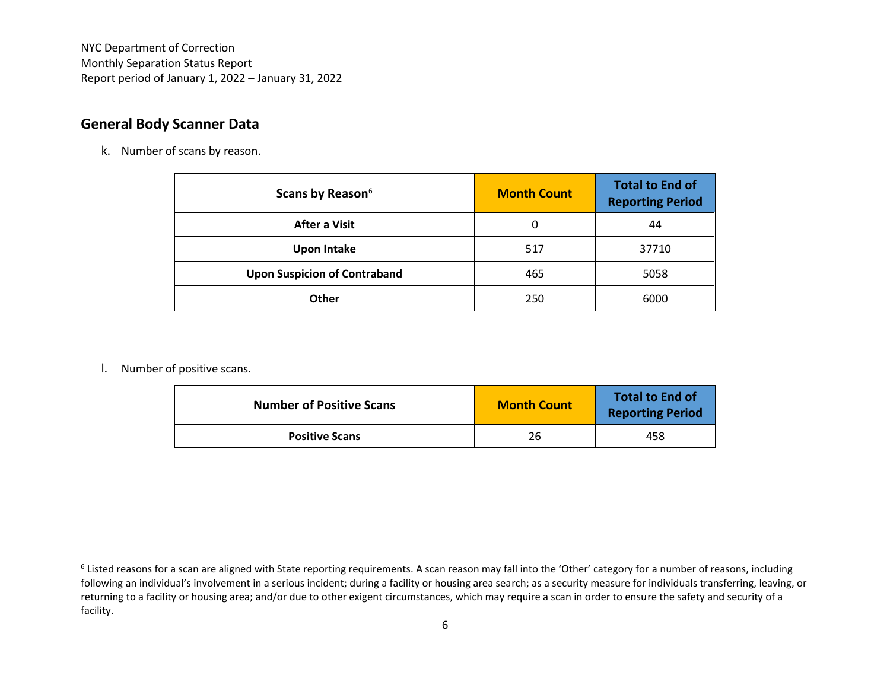## General Body Scanner Data

k. Number of scans by reason.

| Scans by Reason[6] | Month Count | Total to End of Reporting Period |
|---|---|---|
| **After a Visit** | 0 | 44 |
| **Upon Intake** | 517 | 37710 |
| **Upon Suspicion of Contraband** | 465 | 5058 |
| **Other** | 250 | 6000 |

l. Number of positive scans.

| Number of Positive Scans | Month Count | Total to End of Reporting Period |
|---|---|---|
| **Positive Scans** | 26 | 458 |

[6] Listed reasons for a scan are aligned with State reporting requirements. A scan reason may fall into the 'Other' category for a number of reasons, including following an individual's involvement in a serious incident; during a facility or housing area search; as a security measure for individuals transferring, leaving, or returning to a facility or housing area; and/or due to other exigent circumstances, which may require a scan in order to ensure the safety and security of a facility.